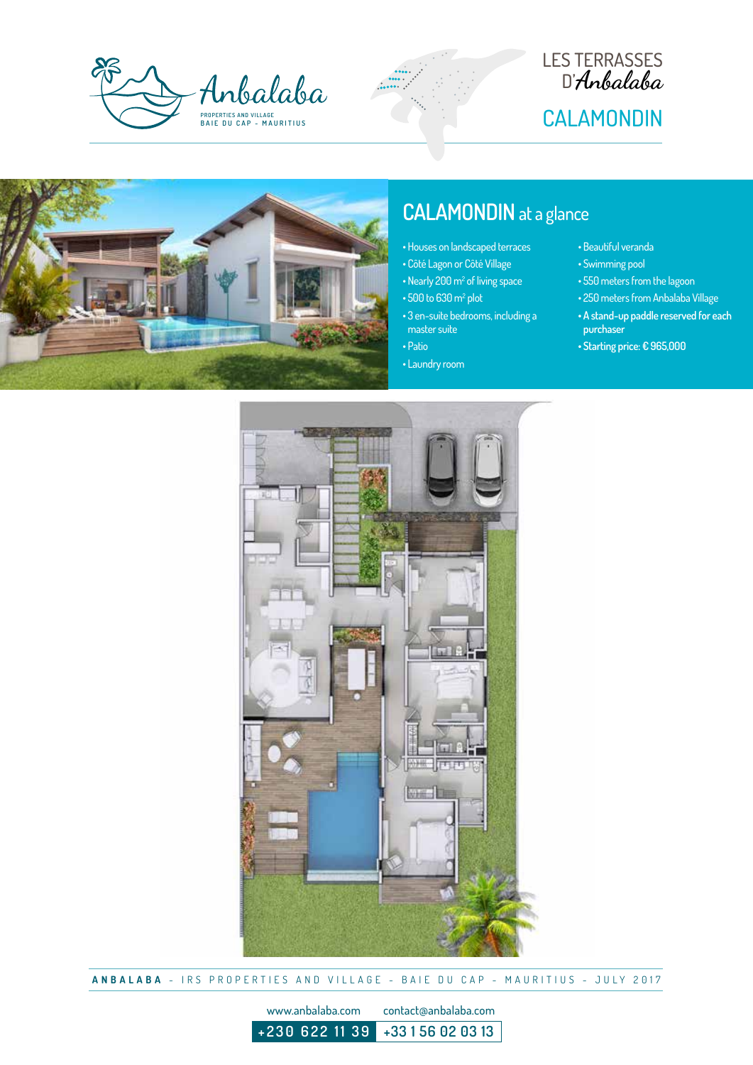Anbalaba

PROPERTIES AND VILLAGE
BAIE DU CAP - MAURITIUS

LES TERRASSES D'Anbalaba

# CALAMONDIN

## CALAMONDIN at a glance

- Houses on landscaped terraces
- Côté Lagon or Côté Village
- Nearly 200 m² of living space
- 500 to 630 m² plot
- 3 en-suite bedrooms, including a master suite
- Patio
- Laundry room
- Beautiful veranda
- Swimming pool
- 550 meters from the lagoon
- 250 meters from Anbalaba Village
- **A stand-up paddle reserved for each purchaser**
- **Starting price: € 965,000**

**ANBALABA** - IRS PROPERTIES AND VILLAGE - BAIE DU CAP - MAURITIUS - JULY 2017

www.anbalaba.com contact@anbalaba.com

+230 622 11 39 +33 1 56 02 03 13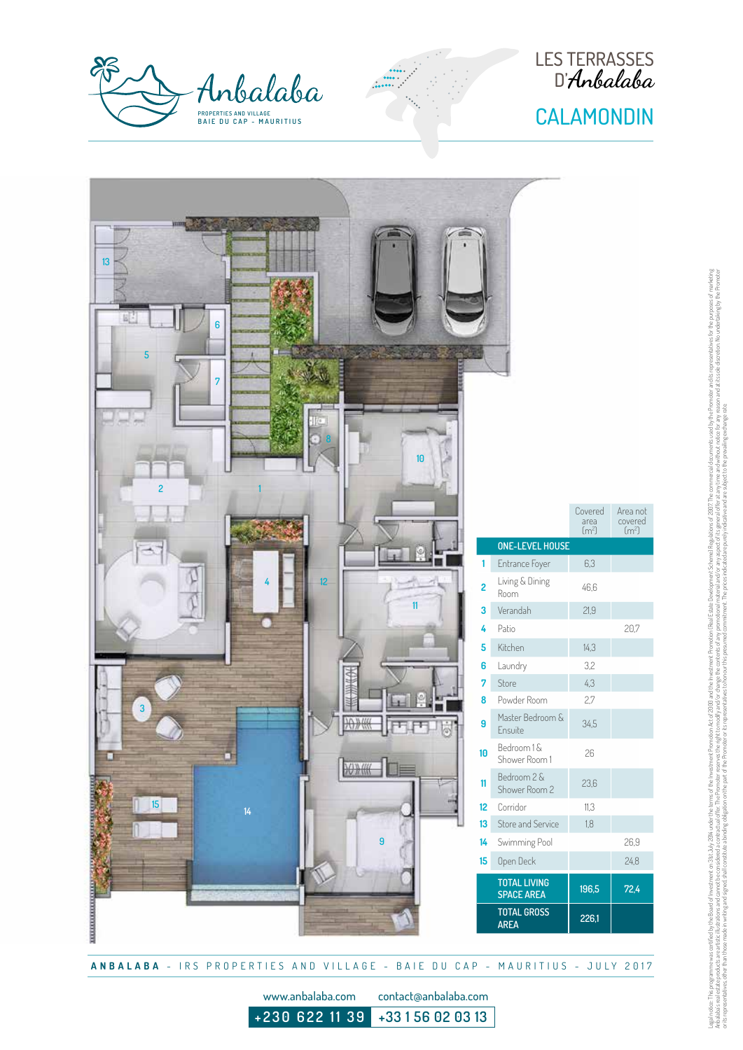# LES TERRASSES D'Anbalaba

## CALAMONDIN

Anbalaba
PROPERTIES AND VILLAGE
BAIE DU CAP - MAURITIUS

| | | Covered area (m²) | Area not covered (m²) |
|---|---|---|---|
| | **ONE-LEVEL HOUSE** | | |
| 1 | Entrance Foyer | 6,3 | |
| 2 | Living & Dining Room | 46,6 | |
| 3 | Verandah | 21,9 | |
| 4 | Patio | | 20,7 |
| 5 | Kitchen | 14,3 | |
| 6 | Laundry | 3,2 | |
| 7 | Store | 4,3 | |
| 8 | Powder Room | 2,7 | |
| 9 | Master Bedroom & Ensuite | 34,5 | |
| 10 | Bedroom 1 & Shower Room 1 | 26 | |
| 11 | Bedroom 2 & Shower Room 2 | 23,6 | |
| 12 | Corridor | 11,3 | |
| 13 | Store and Service | 1,8 | |
| 14 | Swimming Pool | | 26,9 |
| 15 | Open Deck | | 24,8 |
| | **TOTAL LIVING SPACE AREA** | **196,5** | **72,4** |
| | **TOTAL GROSS AREA** | **226,1** | |

ANBALABA - IRS PROPERTIES AND VILLAGE - BAIE DU CAP - MAURITIUS - JULY 2017

www.anbalaba.com contact@anbalaba.com

+230 622 11 39 +33 1 56 02 03 13

Legal notice: This programme was certified by the Board of Investment on 31st July 2014 under the terms of the Investment Promotion Act of 2000 and the Investment Promotion (Real Estate Development Scheme) Regulations of 2007. The commercial documents used by the Promoter and its representatives for the purposes of marketing Anbalaba's real estate products are artistic illustrations and cannot be considered a contractual offer. The Promoter reserves the right to modify and/or change the contents of any promotional material and/or any aspect of its general offer at any time and without notice for any reason and at its sole discretion. No undertaking by the Promoter or its representatives, other than those made in writing and signed, shall constitute a binding obligation on the part of the Promoter or its representatives to honour this presumed commitment. The prices indicated are purely indicative and are subject to the prevailing exchange rate.